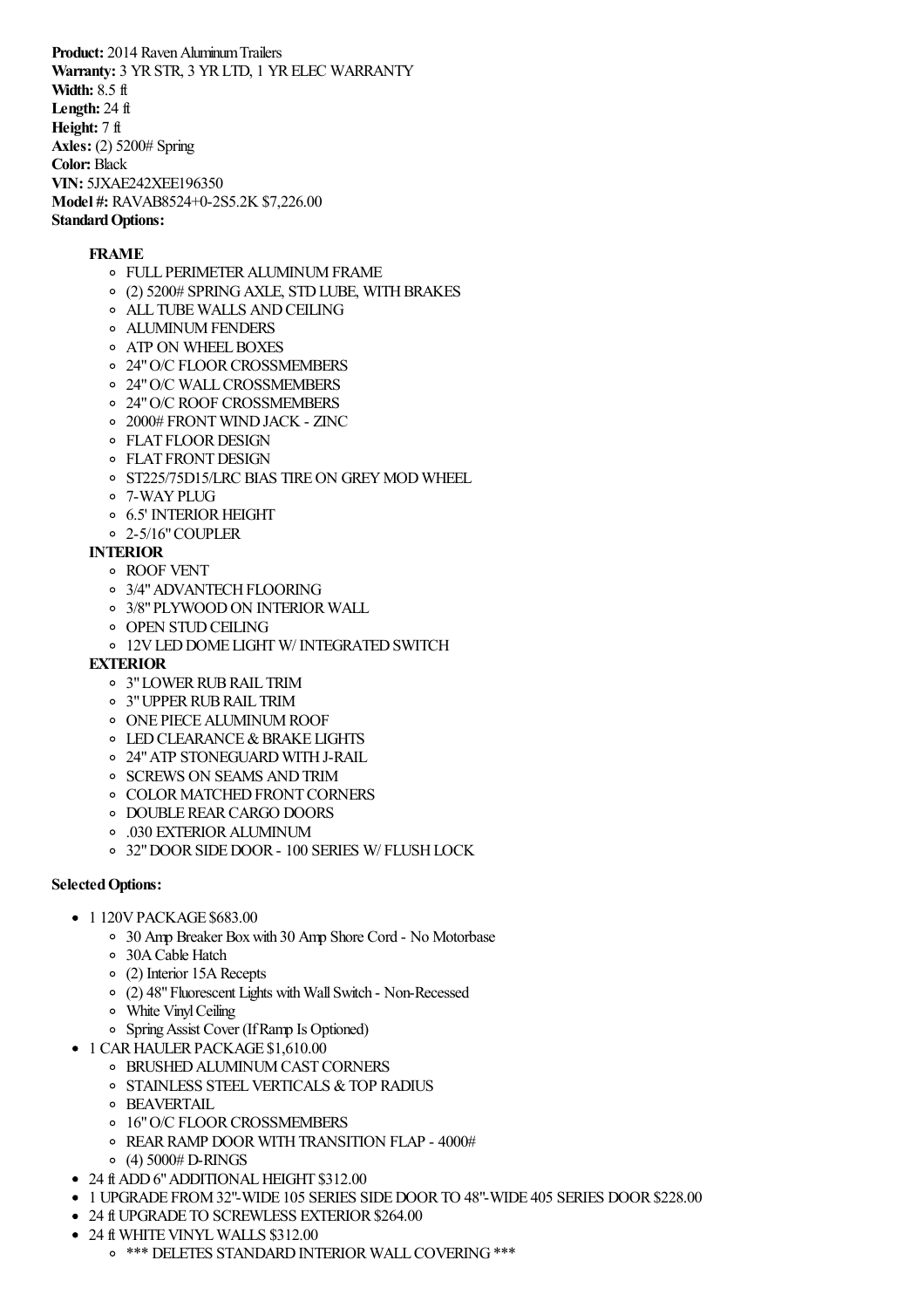**Product:** 2014 Raven Aluminum Trailers
**Warranty:** 3 YR STR, 3 YR LTD, 1 YR ELEC WARRANTY
**Width:** 8.5 ft
**Length:** 24 ft
**Height:** 7 ft
**Axles:** (2) 5200# Spring
**Color:** Black
**VIN:** 5JXAE242XEE196350
**Model #:** RAVAB8524+0-2S5.2K $7,226.00
**Standard Options:**

- **FRAME**
  - FULL PERIMETER ALUMINUM FRAME
  - (2) 5200# SPRING AXLE, STD LUBE, WITH BRAKES
  - ALL TUBE WALLS AND CEILING
  - ALUMINUM FENDERS
  - ATP ON WHEEL BOXES
  - 24" O/C FLOOR CROSSMEMBERS
  - 24" O/C WALL CROSSMEMBERS
  - 24" O/C ROOF CROSSMEMBERS
  - 2000# FRONT WIND JACK - ZINC
  - FLAT FLOOR DESIGN
  - FLAT FRONT DESIGN
  - ST225/75D15/LRC BIAS TIRE ON GREY MOD WHEEL
  - 7-WAY PLUG
  - 6.5' INTERIOR HEIGHT
  - 2-5/16" COUPLER
- **INTERIOR**
  - ROOF VENT
  - 3/4" ADVANTECH FLOORING
  - 3/8" PLYWOOD ON INTERIOR WALL
  - OPEN STUD CEILING
  - 12V LED DOME LIGHT W/ INTEGRATED SWITCH
- **EXTERIOR**
  - 3" LOWER RUB RAIL TRIM
  - 3" UPPER RUB RAIL TRIM
  - ONE PIECE ALUMINUM ROOF
  - LED CLEARANCE & BRAKE LIGHTS
  - 24" ATP STONEGUARD WITH J-RAIL
  - SCREWS ON SEAMS AND TRIM
  - COLOR MATCHED FRONT CORNERS
  - DOUBLE REAR CARGO DOORS
  - .030 EXTERIOR ALUMINUM
  - 32" DOOR SIDE DOOR - 100 SERIES W/ FLUSH LOCK

**Selected Options:**

- 1 120V PACKAGE $683.00
  - 30 Amp Breaker Box with 30 Amp Shore Cord - No Motorbase
  - 30A Cable Hatch
  - (2) Interior 15A Recepts
  - (2) 48" Fluorescent Lights with Wall Switch - Non-Recessed
  - White Vinyl Ceiling
  - Spring Assist Cover (If Ramp Is Optioned)
- 1 CAR HAULER PACKAGE $1,610.00
  - BRUSHED ALUMINUM CAST CORNERS
  - STAINLESS STEEL VERTICALS & TOP RADIUS
  - BEAVERTAIL
  - 16" O/C FLOOR CROSSMEMBERS
  - REAR RAMP DOOR WITH TRANSITION FLAP - 4000#
  - (4) 5000# D-RINGS
- 24 ft ADD 6" ADDITIONAL HEIGHT $312.00
- 1 UPGRADE FROM 32"-WIDE 105 SERIES SIDE DOOR TO 48"-WIDE 405 SERIES DOOR $228.00
- 24 ft UPGRADE TO SCREWLESS EXTERIOR $264.00
- 24 ft WHITE VINYL WALLS $312.00
  - *** DELETES STANDARD INTERIOR WALL COVERING ***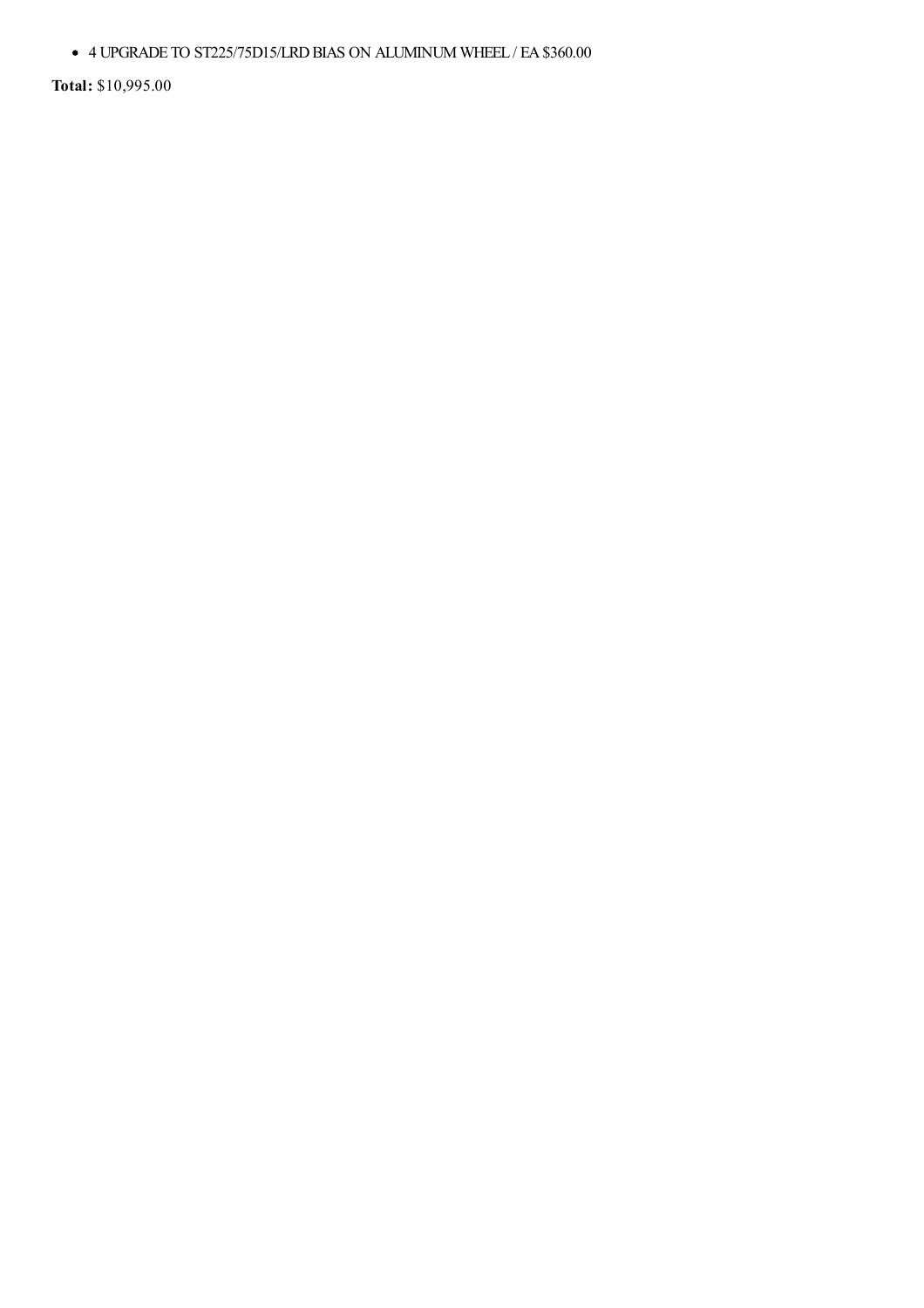- 4 UPGRADE TO ST225/75D15/LRD BIAS ON ALUMINUM WHEEL / EA $360.00

**Total:** $10,995.00